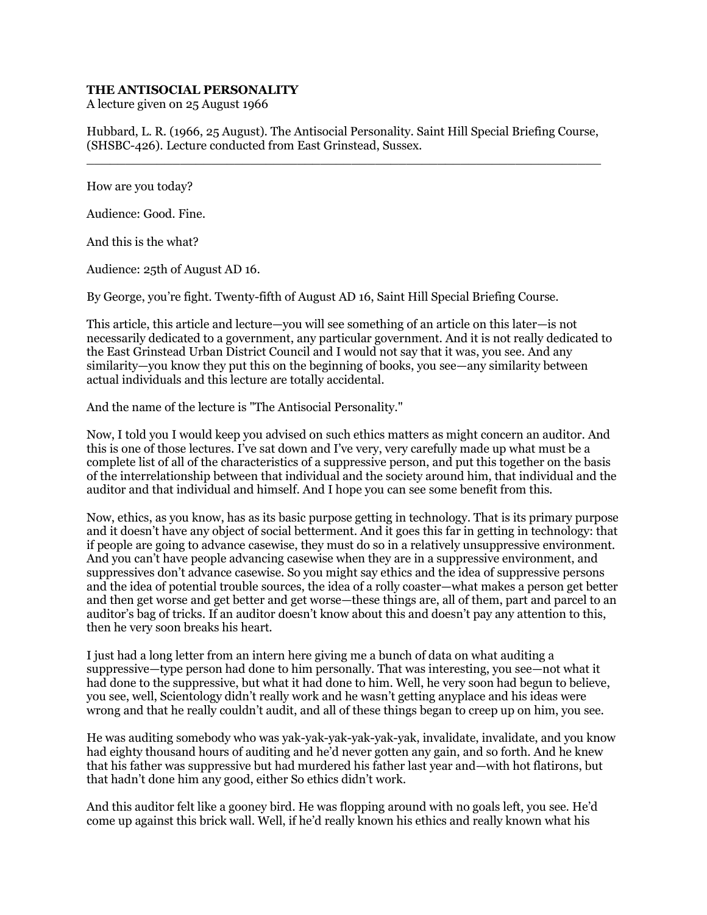**THE ANTISOCIAL PERSONALITY**
A lecture given on 25 August 1966

Hubbard, L. R. (1966, 25 August). The Antisocial Personality. Saint Hill Special Briefing Course, (SHSBC-426). Lecture conducted from East Grinstead, Sussex.

---

How are you today?

Audience: Good. Fine.

And this is the what?

Audience: 25th of August AD 16.

By George, you're fight. Twenty-fifth of August AD 16, Saint Hill Special Briefing Course.

This article, this article and lecture—you will see something of an article on this later—is not necessarily dedicated to a government, any particular government. And it is not really dedicated to the East Grinstead Urban District Council and I would not say that it was, you see. And any similarity—you know they put this on the beginning of books, you see—any similarity between actual individuals and this lecture are totally accidental.

And the name of the lecture is "The Antisocial Personality."

Now, I told you I would keep you advised on such ethics matters as might concern an auditor. And this is one of those lectures. I've sat down and I've very, very carefully made up what must be a complete list of all of the characteristics of a suppressive person, and put this together on the basis of the interrelationship between that individual and the society around him, that individual and the auditor and that individual and himself. And I hope you can see some benefit from this.

Now, ethics, as you know, has as its basic purpose getting in technology. That is its primary purpose and it doesn't have any object of social betterment. And it goes this far in getting in technology: that if people are going to advance casewise, they must do so in a relatively unsuppressive environment. And you can't have people advancing casewise when they are in a suppressive environment, and suppressives don't advance casewise. So you might say ethics and the idea of suppressive persons and the idea of potential trouble sources, the idea of a rolly coaster—what makes a person get better and then get worse and get better and get worse—these things are, all of them, part and parcel to an auditor's bag of tricks. If an auditor doesn't know about this and doesn't pay any attention to this, then he very soon breaks his heart.

I just had a long letter from an intern here giving me a bunch of data on what auditing a suppressive—type person had done to him personally. That was interesting, you see—not what it had done to the suppressive, but what it had done to him. Well, he very soon had begun to believe, you see, well, Scientology didn't really work and he wasn't getting anyplace and his ideas were wrong and that he really couldn't audit, and all of these things began to creep up on him, you see.

He was auditing somebody who was yak-yak-yak-yak-yak-yak, invalidate, invalidate, and you know had eighty thousand hours of auditing and he'd never gotten any gain, and so forth. And he knew that his father was suppressive but had murdered his father last year and—with hot flatirons, but that hadn't done him any good, either So ethics didn't work.

And this auditor felt like a gooney bird. He was flopping around with no goals left, you see. He'd come up against this brick wall. Well, if he'd really known his ethics and really known what his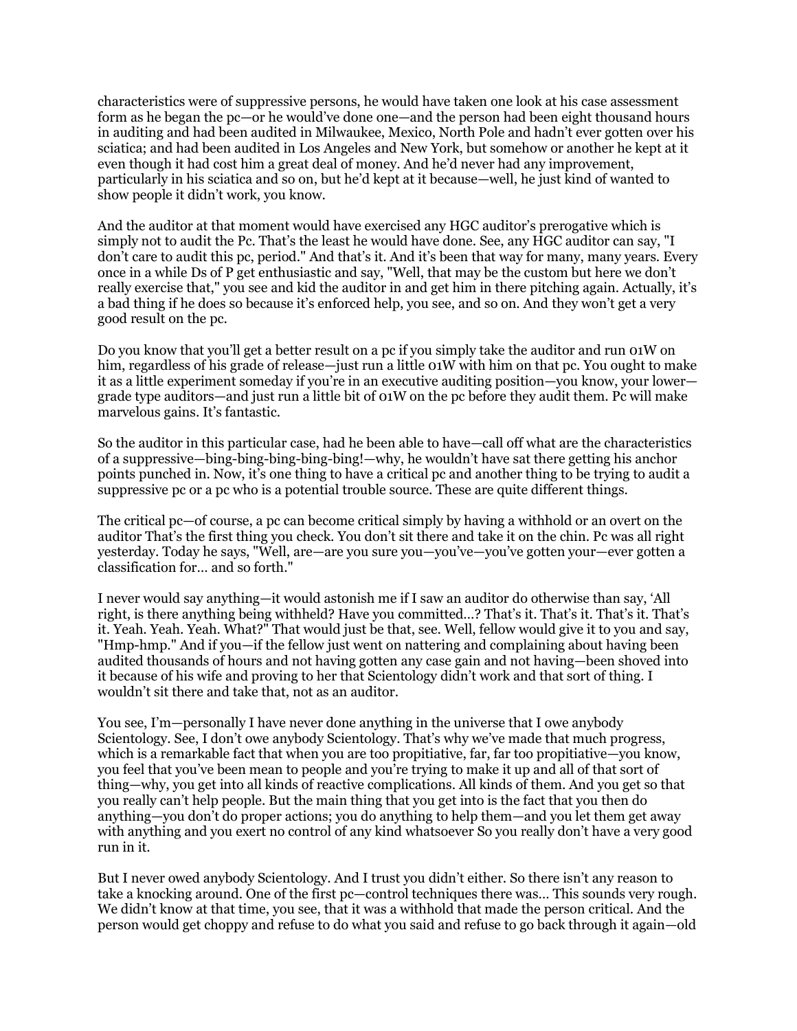characteristics were of suppressive persons, he would have taken one look at his case assessment form as he began the pc—or he would've done one—and the person had been eight thousand hours in auditing and had been audited in Milwaukee, Mexico, North Pole and hadn't ever gotten over his sciatica; and had been audited in Los Angeles and New York, but somehow or another he kept at it even though it had cost him a great deal of money. And he'd never had any improvement, particularly in his sciatica and so on, but he'd kept at it because—well, he just kind of wanted to show people it didn't work, you know.

And the auditor at that moment would have exercised any HGC auditor's prerogative which is simply not to audit the Pc. That's the least he would have done. See, any HGC auditor can say, "I don't care to audit this pc, period." And that's it. And it's been that way for many, many years. Every once in a while Ds of P get enthusiastic and say, "Well, that may be the custom but here we don't really exercise that," you see and kid the auditor in and get him in there pitching again. Actually, it's a bad thing if he does so because it's enforced help, you see, and so on. And they won't get a very good result on the pc.

Do you know that you'll get a better result on a pc if you simply take the auditor and run 01W on him, regardless of his grade of release—just run a little 01W with him on that pc. You ought to make it as a little experiment someday if you're in an executive auditing position—you know, your lower—grade type auditors—and just run a little bit of 01W on the pc before they audit them. Pc will make marvelous gains. It's fantastic.

So the auditor in this particular case, had he been able to have—call off what are the characteristics of a suppressive—bing-bing-bing-bing-bing!—why, he wouldn't have sat there getting his anchor points punched in. Now, it's one thing to have a critical pc and another thing to be trying to audit a suppressive pc or a pc who is a potential trouble source. These are quite different things.

The critical pc—of course, a pc can become critical simply by having a withhold or an overt on the auditor That's the first thing you check. You don't sit there and take it on the chin. Pc was all right yesterday. Today he says, "Well, are—are you sure you—you've—you've gotten your—ever gotten a classification for… and so forth."

I never would say anything—it would astonish me if I saw an auditor do otherwise than say, 'All right, is there anything being withheld? Have you committed…? That's it. That's it. That's it. That's it. Yeah. Yeah. Yeah. What?" That would just be that, see. Well, fellow would give it to you and say, "Hmp-hmp." And if you—if the fellow just went on nattering and complaining about having been audited thousands of hours and not having gotten any case gain and not having—been shoved into it because of his wife and proving to her that Scientology didn't work and that sort of thing. I wouldn't sit there and take that, not as an auditor.

You see, I'm—personally I have never done anything in the universe that I owe anybody Scientology. See, I don't owe anybody Scientology. That's why we've made that much progress, which is a remarkable fact that when you are too propitiative, far, far too propitiative—you know, you feel that you've been mean to people and you're trying to make it up and all of that sort of thing—why, you get into all kinds of reactive complications. All kinds of them. And you get so that you really can't help people. But the main thing that you get into is the fact that you then do anything—you don't do proper actions; you do anything to help them—and you let them get away with anything and you exert no control of any kind whatsoever So you really don't have a very good run in it.

But I never owed anybody Scientology. And I trust you didn't either. So there isn't any reason to take a knocking around. One of the first pc—control techniques there was… This sounds very rough. We didn't know at that time, you see, that it was a withhold that made the person critical. And the person would get choppy and refuse to do what you said and refuse to go back through it again—old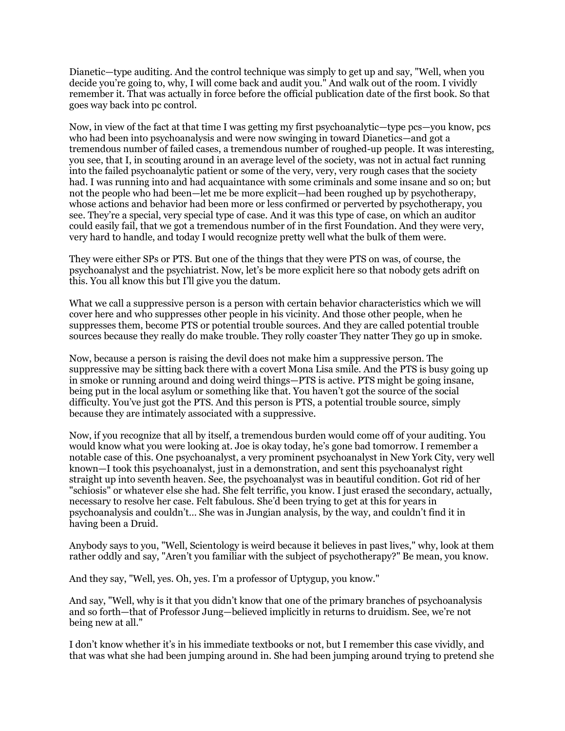Dianetic—type auditing. And the control technique was simply to get up and say, "Well, when you decide you're going to, why, I will come back and audit you." And walk out of the room. I vividly remember it. That was actually in force before the official publication date of the first book. So that goes way back into pc control.

Now, in view of the fact at that time I was getting my first psychoanalytic—type pcs—you know, pcs who had been into psychoanalysis and were now swinging in toward Dianetics—and got a tremendous number of failed cases, a tremendous number of roughed-up people. It was interesting, you see, that I, in scouting around in an average level of the society, was not in actual fact running into the failed psychoanalytic patient or some of the very, very, very rough cases that the society had. I was running into and had acquaintance with some criminals and some insane and so on; but not the people who had been—let me be more explicit—had been roughed up by psychotherapy, whose actions and behavior had been more or less confirmed or perverted by psychotherapy, you see. They're a special, very special type of case. And it was this type of case, on which an auditor could easily fail, that we got a tremendous number of in the first Foundation. And they were very, very hard to handle, and today I would recognize pretty well what the bulk of them were.

They were either SPs or PTS. But one of the things that they were PTS on was, of course, the psychoanalyst and the psychiatrist. Now, let's be more explicit here so that nobody gets adrift on this. You all know this but I'll give you the datum.

What we call a suppressive person is a person with certain behavior characteristics which we will cover here and who suppresses other people in his vicinity. And those other people, when he suppresses them, become PTS or potential trouble sources. And they are called potential trouble sources because they really do make trouble. They rolly coaster They natter They go up in smoke.

Now, because a person is raising the devil does not make him a suppressive person. The suppressive may be sitting back there with a covert Mona Lisa smile. And the PTS is busy going up in smoke or running around and doing weird things—PTS is active. PTS might be going insane, being put in the local asylum or something like that. You haven't got the source of the social difficulty. You've just got the PTS. And this person is PTS, a potential trouble source, simply because they are intimately associated with a suppressive.

Now, if you recognize that all by itself, a tremendous burden would come off of your auditing. You would know what you were looking at. Joe is okay today, he's gone bad tomorrow. I remember a notable case of this. One psychoanalyst, a very prominent psychoanalyst in New York City, very well known—I took this psychoanalyst, just in a demonstration, and sent this psychoanalyst right straight up into seventh heaven. See, the psychoanalyst was in beautiful condition. Got rid of her "schiosis" or whatever else she had. She felt terrific, you know. I just erased the secondary, actually, necessary to resolve her case. Felt fabulous. She'd been trying to get at this for years in psychoanalysis and couldn't... She was in Jungian analysis, by the way, and couldn't find it in having been a Druid.

Anybody says to you, "Well, Scientology is weird because it believes in past lives," why, look at them rather oddly and say, "Aren't you familiar with the subject of psychotherapy?" Be mean, you know.

And they say, "Well, yes. Oh, yes. I'm a professor of Uptygup, you know."

And say, "Well, why is it that you didn't know that one of the primary branches of psychoanalysis and so forth—that of Professor Jung—believed implicitly in returns to druidism. See, we're not being new at all."

I don't know whether it's in his immediate textbooks or not, but I remember this case vividly, and that was what she had been jumping around in. She had been jumping around trying to pretend she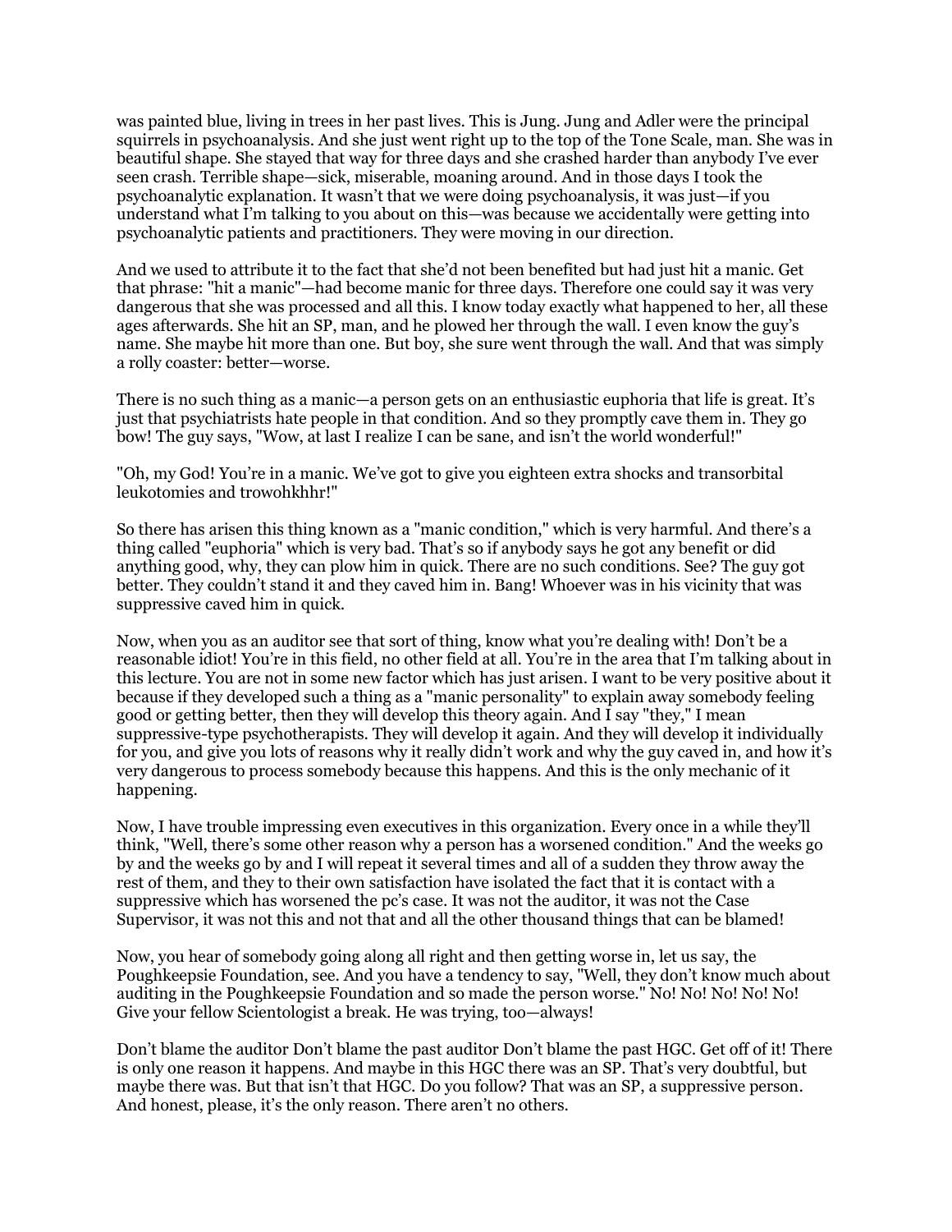was painted blue, living in trees in her past lives. This is Jung. Jung and Adler were the principal squirrels in psychoanalysis. And she just went right up to the top of the Tone Scale, man. She was in beautiful shape. She stayed that way for three days and she crashed harder than anybody I've ever seen crash. Terrible shape—sick, miserable, moaning around. And in those days I took the psychoanalytic explanation. It wasn't that we were doing psychoanalysis, it was just—if you understand what I'm talking to you about on this—was because we accidentally were getting into psychoanalytic patients and practitioners. They were moving in our direction.

And we used to attribute it to the fact that she'd not been benefited but had just hit a manic. Get that phrase: "hit a manic"—had become manic for three days. Therefore one could say it was very dangerous that she was processed and all this. I know today exactly what happened to her, all these ages afterwards. She hit an SP, man, and he plowed her through the wall. I even know the guy's name. She maybe hit more than one. But boy, she sure went through the wall. And that was simply a rolly coaster: better—worse.

There is no such thing as a manic—a person gets on an enthusiastic euphoria that life is great. It's just that psychiatrists hate people in that condition. And so they promptly cave them in. They go bow! The guy says, "Wow, at last I realize I can be sane, and isn't the world wonderful!"

"Oh, my God! You're in a manic. We've got to give you eighteen extra shocks and transorbital leukotomies and trowohkhhr!"

So there has arisen this thing known as a "manic condition," which is very harmful. And there's a thing called "euphoria" which is very bad. That's so if anybody says he got any benefit or did anything good, why, they can plow him in quick. There are no such conditions. See? The guy got better. They couldn't stand it and they caved him in. Bang! Whoever was in his vicinity that was suppressive caved him in quick.

Now, when you as an auditor see that sort of thing, know what you're dealing with! Don't be a reasonable idiot! You're in this field, no other field at all. You're in the area that I'm talking about in this lecture. You are not in some new factor which has just arisen. I want to be very positive about it because if they developed such a thing as a "manic personality" to explain away somebody feeling good or getting better, then they will develop this theory again. And I say "they," I mean suppressive-type psychotherapists. They will develop it again. And they will develop it individually for you, and give you lots of reasons why it really didn't work and why the guy caved in, and how it's very dangerous to process somebody because this happens. And this is the only mechanic of it happening.

Now, I have trouble impressing even executives in this organization. Every once in a while they'll think, "Well, there's some other reason why a person has a worsened condition." And the weeks go by and the weeks go by and I will repeat it several times and all of a sudden they throw away the rest of them, and they to their own satisfaction have isolated the fact that it is contact with a suppressive which has worsened the pc's case. It was not the auditor, it was not the Case Supervisor, it was not this and not that and all the other thousand things that can be blamed!

Now, you hear of somebody going along all right and then getting worse in, let us say, the Poughkeepsie Foundation, see. And you have a tendency to say, "Well, they don't know much about auditing in the Poughkeepsie Foundation and so made the person worse." No! No! No! No! No! Give your fellow Scientologist a break. He was trying, too—always!

Don't blame the auditor Don't blame the past auditor Don't blame the past HGC. Get off of it! There is only one reason it happens. And maybe in this HGC there was an SP. That's very doubtful, but maybe there was. But that isn't that HGC. Do you follow? That was an SP, a suppressive person. And honest, please, it's the only reason. There aren't no others.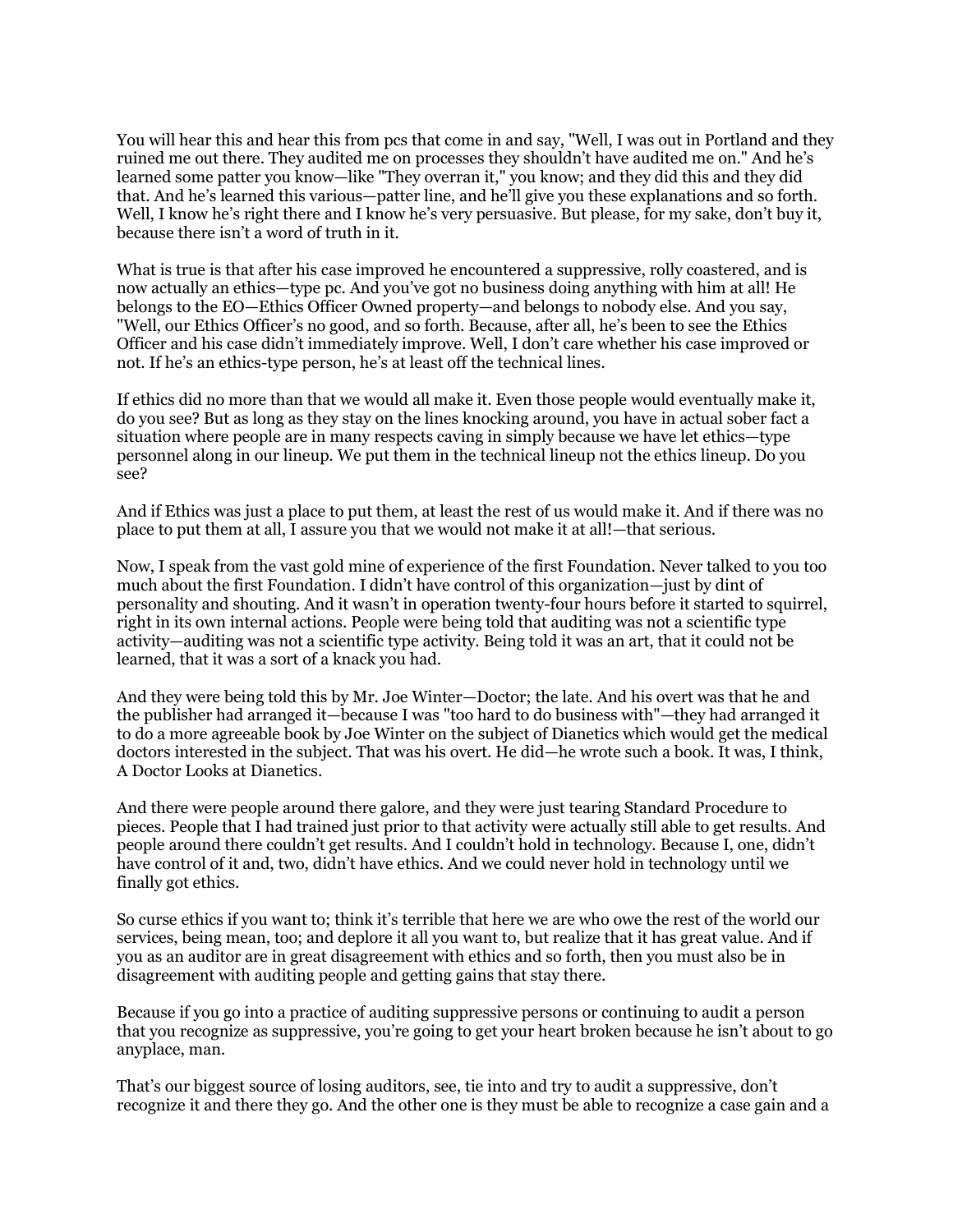You will hear this and hear this from pcs that come in and say, "Well, I was out in Portland and they ruined me out there. They audited me on processes they shouldn't have audited me on." And he's learned some patter you know—like "They overran it," you know; and they did this and they did that. And he's learned this various—patter line, and he'll give you these explanations and so forth. Well, I know he's right there and I know he's very persuasive. But please, for my sake, don't buy it, because there isn't a word of truth in it.

What is true is that after his case improved he encountered a suppressive, rolly coastered, and is now actually an ethics—type pc. And you've got no business doing anything with him at all! He belongs to the EO—Ethics Officer Owned property—and belongs to nobody else. And you say, "Well, our Ethics Officer's no good, and so forth. Because, after all, he's been to see the Ethics Officer and his case didn't immediately improve. Well, I don't care whether his case improved or not. If he's an ethics-type person, he's at least off the technical lines.

If ethics did no more than that we would all make it. Even those people would eventually make it, do you see? But as long as they stay on the lines knocking around, you have in actual sober fact a situation where people are in many respects caving in simply because we have let ethics—type personnel along in our lineup. We put them in the technical lineup not the ethics lineup. Do you see?

And if Ethics was just a place to put them, at least the rest of us would make it. And if there was no place to put them at all, I assure you that we would not make it at all!—that serious.

Now, I speak from the vast gold mine of experience of the first Foundation. Never talked to you too much about the first Foundation. I didn't have control of this organization—just by dint of personality and shouting. And it wasn't in operation twenty-four hours before it started to squirrel, right in its own internal actions. People were being told that auditing was not a scientific type activity—auditing was not a scientific type activity. Being told it was an art, that it could not be learned, that it was a sort of a knack you had.

And they were being told this by Mr. Joe Winter—Doctor; the late. And his overt was that he and the publisher had arranged it—because I was "too hard to do business with"—they had arranged it to do a more agreeable book by Joe Winter on the subject of Dianetics which would get the medical doctors interested in the subject. That was his overt. He did—he wrote such a book. It was, I think, A Doctor Looks at Dianetics.

And there were people around there galore, and they were just tearing Standard Procedure to pieces. People that I had trained just prior to that activity were actually still able to get results. And people around there couldn't get results. And I couldn't hold in technology. Because I, one, didn't have control of it and, two, didn't have ethics. And we could never hold in technology until we finally got ethics.

So curse ethics if you want to; think it's terrible that here we are who owe the rest of the world our services, being mean, too; and deplore it all you want to, but realize that it has great value. And if you as an auditor are in great disagreement with ethics and so forth, then you must also be in disagreement with auditing people and getting gains that stay there.

Because if you go into a practice of auditing suppressive persons or continuing to audit a person that you recognize as suppressive, you're going to get your heart broken because he isn't about to go anyplace, man.

That's our biggest source of losing auditors, see, tie into and try to audit a suppressive, don't recognize it and there they go. And the other one is they must be able to recognize a case gain and a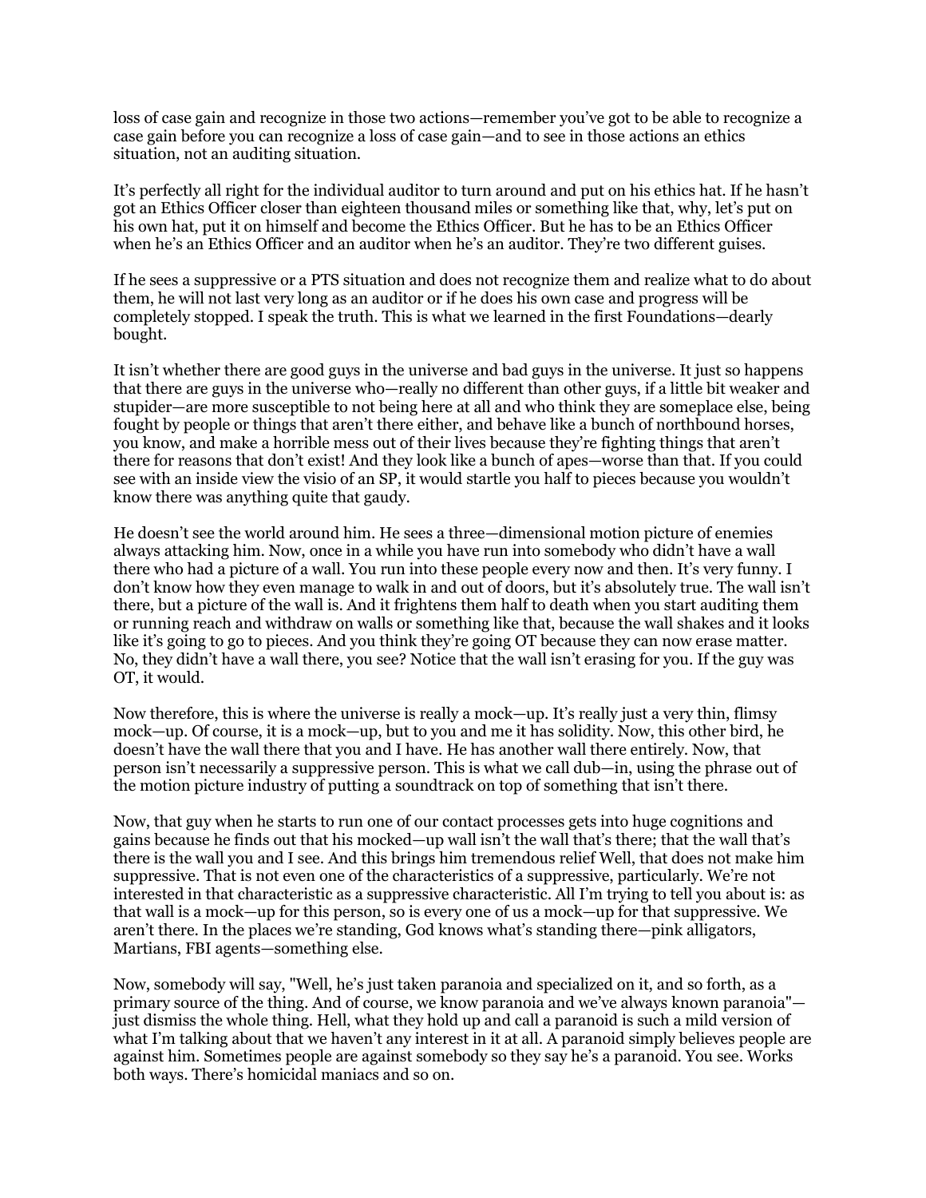loss of case gain and recognize in those two actions—remember you've got to be able to recognize a case gain before you can recognize a loss of case gain—and to see in those actions an ethics situation, not an auditing situation.

It's perfectly all right for the individual auditor to turn around and put on his ethics hat. If he hasn't got an Ethics Officer closer than eighteen thousand miles or something like that, why, let's put on his own hat, put it on himself and become the Ethics Officer. But he has to be an Ethics Officer when he's an Ethics Officer and an auditor when he's an auditor. They're two different guises.

If he sees a suppressive or a PTS situation and does not recognize them and realize what to do about them, he will not last very long as an auditor or if he does his own case and progress will be completely stopped. I speak the truth. This is what we learned in the first Foundations—dearly bought.

It isn't whether there are good guys in the universe and bad guys in the universe. It just so happens that there are guys in the universe who—really no different than other guys, if a little bit weaker and stupider—are more susceptible to not being here at all and who think they are someplace else, being fought by people or things that aren't there either, and behave like a bunch of northbound horses, you know, and make a horrible mess out of their lives because they're fighting things that aren't there for reasons that don't exist! And they look like a bunch of apes—worse than that. If you could see with an inside view the visio of an SP, it would startle you half to pieces because you wouldn't know there was anything quite that gaudy.

He doesn't see the world around him. He sees a three—dimensional motion picture of enemies always attacking him. Now, once in a while you have run into somebody who didn't have a wall there who had a picture of a wall. You run into these people every now and then. It's very funny. I don't know how they even manage to walk in and out of doors, but it's absolutely true. The wall isn't there, but a picture of the wall is. And it frightens them half to death when you start auditing them or running reach and withdraw on walls or something like that, because the wall shakes and it looks like it's going to go to pieces. And you think they're going OT because they can now erase matter. No, they didn't have a wall there, you see? Notice that the wall isn't erasing for you. If the guy was OT, it would.

Now therefore, this is where the universe is really a mock—up. It's really just a very thin, flimsy mock—up. Of course, it is a mock—up, but to you and me it has solidity. Now, this other bird, he doesn't have the wall there that you and I have. He has another wall there entirely. Now, that person isn't necessarily a suppressive person. This is what we call dub—in, using the phrase out of the motion picture industry of putting a soundtrack on top of something that isn't there.

Now, that guy when he starts to run one of our contact processes gets into huge cognitions and gains because he finds out that his mocked—up wall isn't the wall that's there; that the wall that's there is the wall you and I see. And this brings him tremendous relief Well, that does not make him suppressive. That is not even one of the characteristics of a suppressive, particularly. We're not interested in that characteristic as a suppressive characteristic. All I'm trying to tell you about is: as that wall is a mock—up for this person, so is every one of us a mock—up for that suppressive. We aren't there. In the places we're standing, God knows what's standing there—pink alligators, Martians, FBI agents—something else.

Now, somebody will say, "Well, he's just taken paranoia and specialized on it, and so forth, as a primary source of the thing. And of course, we know paranoia and we've always known paranoia"—just dismiss the whole thing. Hell, what they hold up and call a paranoid is such a mild version of what I'm talking about that we haven't any interest in it at all. A paranoid simply believes people are against him. Sometimes people are against somebody so they say he's a paranoid. You see. Works both ways. There's homicidal maniacs and so on.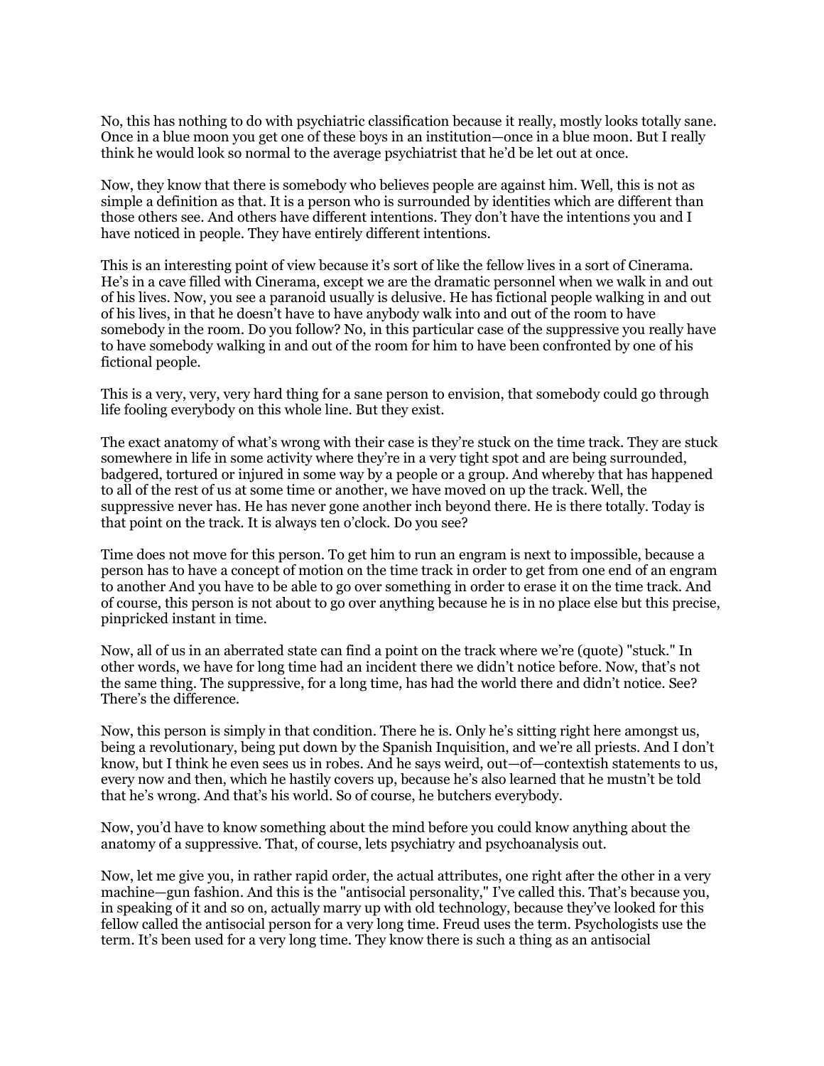No, this has nothing to do with psychiatric classification because it really, mostly looks totally sane. Once in a blue moon you get one of these boys in an institution—once in a blue moon. But I really think he would look so normal to the average psychiatrist that he'd be let out at once.

Now, they know that there is somebody who believes people are against him. Well, this is not as simple a definition as that. It is a person who is surrounded by identities which are different than those others see. And others have different intentions. They don't have the intentions you and I have noticed in people. They have entirely different intentions.

This is an interesting point of view because it's sort of like the fellow lives in a sort of Cinerama. He's in a cave filled with Cinerama, except we are the dramatic personnel when we walk in and out of his lives. Now, you see a paranoid usually is delusive. He has fictional people walking in and out of his lives, in that he doesn't have to have anybody walk into and out of the room to have somebody in the room. Do you follow? No, in this particular case of the suppressive you really have to have somebody walking in and out of the room for him to have been confronted by one of his fictional people.

This is a very, very, very hard thing for a sane person to envision, that somebody could go through life fooling everybody on this whole line. But they exist.

The exact anatomy of what's wrong with their case is they're stuck on the time track. They are stuck somewhere in life in some activity where they're in a very tight spot and are being surrounded, badgered, tortured or injured in some way by a people or a group. And whereby that has happened to all of the rest of us at some time or another, we have moved on up the track. Well, the suppressive never has. He has never gone another inch beyond there. He is there totally. Today is that point on the track. It is always ten o'clock. Do you see?

Time does not move for this person. To get him to run an engram is next to impossible, because a person has to have a concept of motion on the time track in order to get from one end of an engram to another And you have to be able to go over something in order to erase it on the time track. And of course, this person is not about to go over anything because he is in no place else but this precise, pinpricked instant in time.

Now, all of us in an aberrated state can find a point on the track where we're (quote) "stuck." In other words, we have for long time had an incident there we didn't notice before. Now, that's not the same thing. The suppressive, for a long time, has had the world there and didn't notice. See? There's the difference.

Now, this person is simply in that condition. There he is. Only he's sitting right here amongst us, being a revolutionary, being put down by the Spanish Inquisition, and we're all priests. And I don't know, but I think he even sees us in robes. And he says weird, out—of—contextish statements to us, every now and then, which he hastily covers up, because he's also learned that he mustn't be told that he's wrong. And that's his world. So of course, he butchers everybody.

Now, you'd have to know something about the mind before you could know anything about the anatomy of a suppressive. That, of course, lets psychiatry and psychoanalysis out.

Now, let me give you, in rather rapid order, the actual attributes, one right after the other in a very machine—gun fashion. And this is the "antisocial personality," I've called this. That's because you, in speaking of it and so on, actually marry up with old technology, because they've looked for this fellow called the antisocial person for a very long time. Freud uses the term. Psychologists use the term. It's been used for a very long time. They know there is such a thing as an antisocial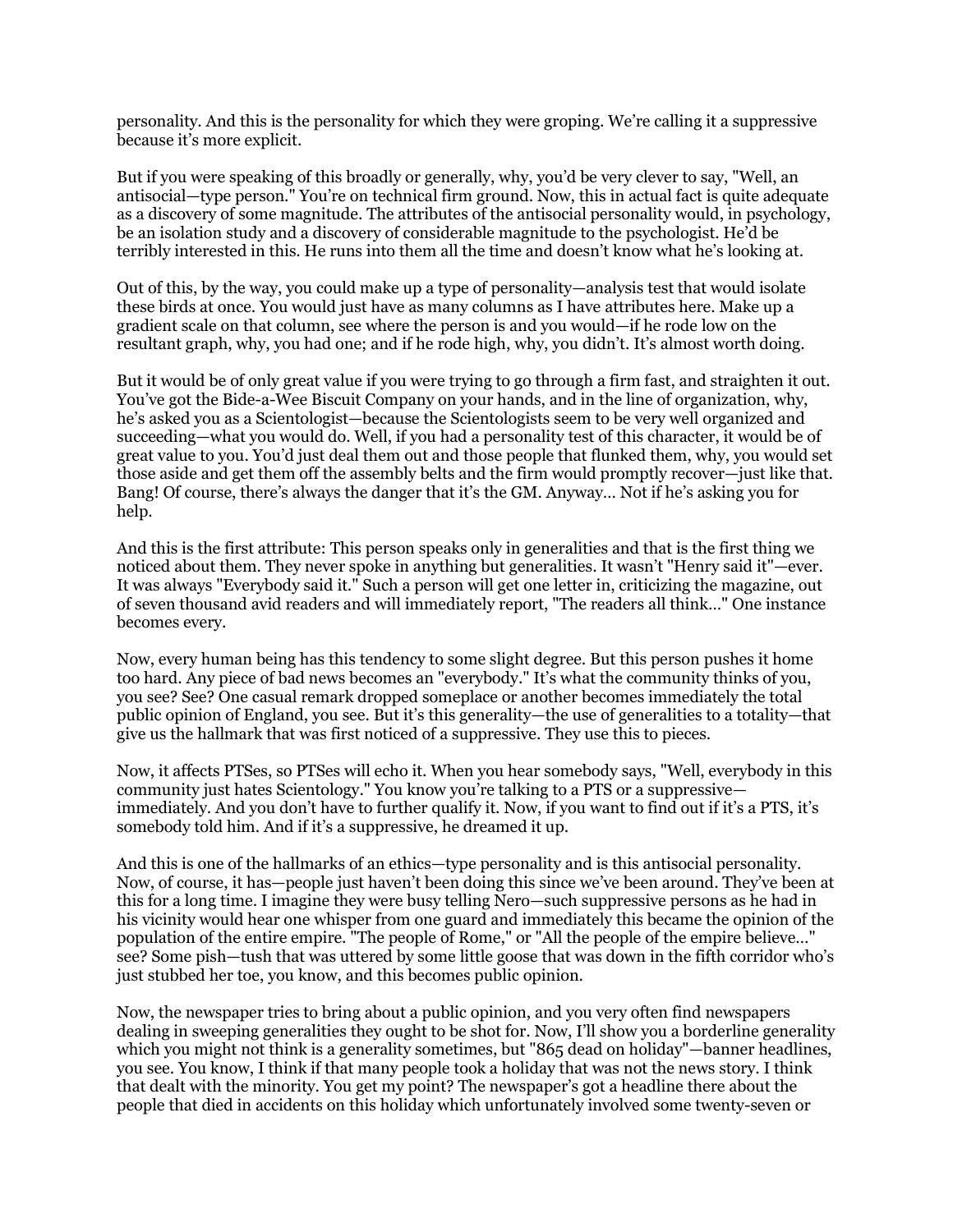personality. And this is the personality for which they were groping. We're calling it a suppressive because it's more explicit.

But if you were speaking of this broadly or generally, why, you'd be very clever to say, "Well, an antisocial—type person." You're on technical firm ground. Now, this in actual fact is quite adequate as a discovery of some magnitude. The attributes of the antisocial personality would, in psychology, be an isolation study and a discovery of considerable magnitude to the psychologist. He'd be terribly interested in this. He runs into them all the time and doesn't know what he's looking at.

Out of this, by the way, you could make up a type of personality—analysis test that would isolate these birds at once. You would just have as many columns as I have attributes here. Make up a gradient scale on that column, see where the person is and you would—if he rode low on the resultant graph, why, you had one; and if he rode high, why, you didn't. It's almost worth doing.

But it would be of only great value if you were trying to go through a firm fast, and straighten it out. You've got the Bide-a-Wee Biscuit Company on your hands, and in the line of organization, why, he's asked you as a Scientologist—because the Scientologists seem to be very well organized and succeeding—what you would do. Well, if you had a personality test of this character, it would be of great value to you. You'd just deal them out and those people that flunked them, why, you would set those aside and get them off the assembly belts and the firm would promptly recover—just like that. Bang! Of course, there's always the danger that it's the GM. Anyway... Not if he's asking you for help.

And this is the first attribute: This person speaks only in generalities and that is the first thing we noticed about them. They never spoke in anything but generalities. It wasn't "Henry said it"—ever. It was always "Everybody said it." Such a person will get one letter in, criticizing the magazine, out of seven thousand avid readers and will immediately report, "The readers all think..." One instance becomes every.

Now, every human being has this tendency to some slight degree. But this person pushes it home too hard. Any piece of bad news becomes an "everybody." It's what the community thinks of you, you see? See? One casual remark dropped someplace or another becomes immediately the total public opinion of England, you see. But it's this generality—the use of generalities to a totality—that give us the hallmark that was first noticed of a suppressive. They use this to pieces.

Now, it affects PTSes, so PTSes will echo it. When you hear somebody says, "Well, everybody in this community just hates Scientology." You know you're talking to a PTS or a suppressive—immediately. And you don't have to further qualify it. Now, if you want to find out if it's a PTS, it's somebody told him. And if it's a suppressive, he dreamed it up.

And this is one of the hallmarks of an ethics—type personality and is this antisocial personality. Now, of course, it has—people just haven't been doing this since we've been around. They've been at this for a long time. I imagine they were busy telling Nero—such suppressive persons as he had in his vicinity would hear one whisper from one guard and immediately this became the opinion of the population of the entire empire. "The people of Rome," or "All the people of the empire believe..." see? Some pish—tush that was uttered by some little goose that was down in the fifth corridor who's just stubbed her toe, you know, and this becomes public opinion.

Now, the newspaper tries to bring about a public opinion, and you very often find newspapers dealing in sweeping generalities they ought to be shot for. Now, I'll show you a borderline generality which you might not think is a generality sometimes, but "865 dead on holiday"—banner headlines, you see. You know, I think if that many people took a holiday that was not the news story. I think that dealt with the minority. You get my point? The newspaper's got a headline there about the people that died in accidents on this holiday which unfortunately involved some twenty-seven or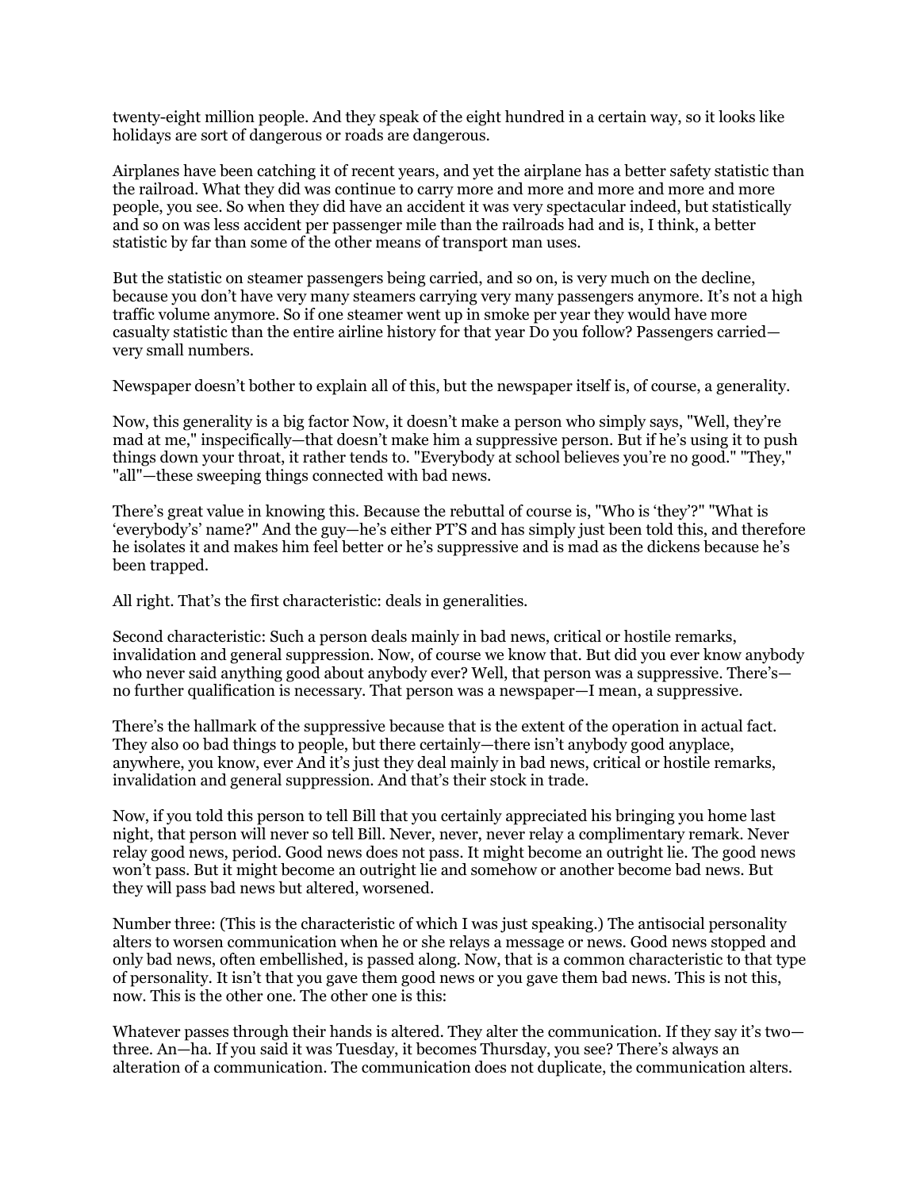twenty-eight million people. And they speak of the eight hundred in a certain way, so it looks like holidays are sort of dangerous or roads are dangerous.

Airplanes have been catching it of recent years, and yet the airplane has a better safety statistic than the railroad. What they did was continue to carry more and more and more and more and more people, you see. So when they did have an accident it was very spectacular indeed, but statistically and so on was less accident per passenger mile than the railroads had and is, I think, a better statistic by far than some of the other means of transport man uses.

But the statistic on steamer passengers being carried, and so on, is very much on the decline, because you don't have very many steamers carrying very many passengers anymore. It's not a high traffic volume anymore. So if one steamer went up in smoke per year they would have more casualty statistic than the entire airline history for that year Do you follow? Passengers carried—very small numbers.

Newspaper doesn't bother to explain all of this, but the newspaper itself is, of course, a generality.

Now, this generality is a big factor Now, it doesn't make a person who simply says, "Well, they're mad at me," inspecifically—that doesn't make him a suppressive person. But if he's using it to push things down your throat, it rather tends to. "Everybody at school believes you're no good." "They," "all"—these sweeping things connected with bad news.

There's great value in knowing this. Because the rebuttal of course is, "Who is 'they'?" "What is 'everybody's' name?" And the guy—he's either PT'S and has simply just been told this, and therefore he isolates it and makes him feel better or he's suppressive and is mad as the dickens because he's been trapped.

All right. That's the first characteristic: deals in generalities.

Second characteristic: Such a person deals mainly in bad news, critical or hostile remarks, invalidation and general suppression. Now, of course we know that. But did you ever know anybody who never said anything good about anybody ever? Well, that person was a suppressive. There's—no further qualification is necessary. That person was a newspaper—I mean, a suppressive.

There's the hallmark of the suppressive because that is the extent of the operation in actual fact. They also oo bad things to people, but there certainly—there isn't anybody good anyplace, anywhere, you know, ever And it's just they deal mainly in bad news, critical or hostile remarks, invalidation and general suppression. And that's their stock in trade.

Now, if you told this person to tell Bill that you certainly appreciated his bringing you home last night, that person will never so tell Bill. Never, never, never relay a complimentary remark. Never relay good news, period. Good news does not pass. It might become an outright lie. The good news won't pass. But it might become an outright lie and somehow or another become bad news. But they will pass bad news but altered, worsened.

Number three: (This is the characteristic of which I was just speaking.) The antisocial personality alters to worsen communication when he or she relays a message or news. Good news stopped and only bad news, often embellished, is passed along. Now, that is a common characteristic to that type of personality. It isn't that you gave them good news or you gave them bad news. This is not this, now. This is the other one. The other one is this:

Whatever passes through their hands is altered. They alter the communication. If they say it's two—three. An—ha. If you said it was Tuesday, it becomes Thursday, you see? There's always an alteration of a communication. The communication does not duplicate, the communication alters.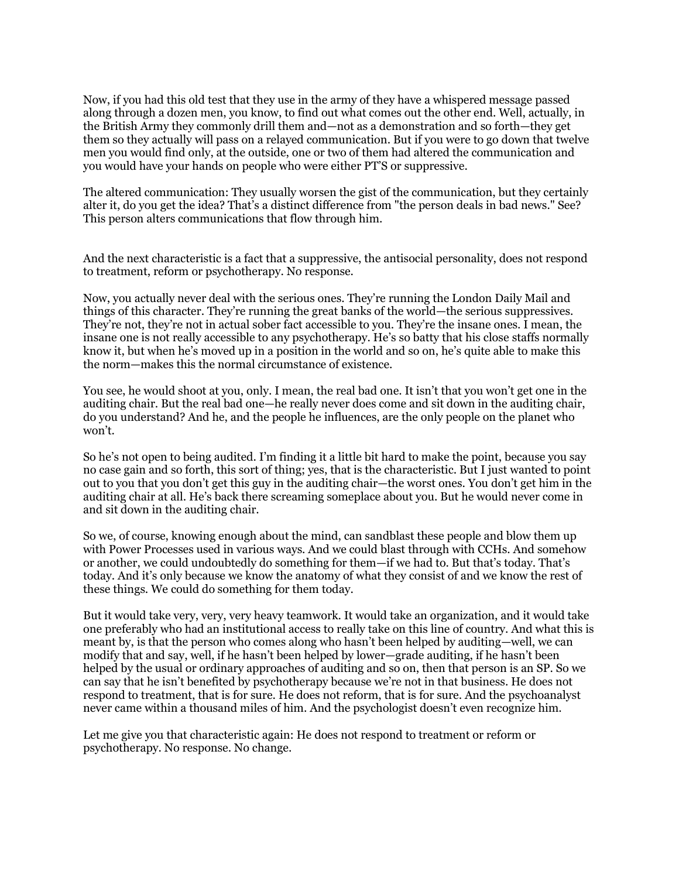Now, if you had this old test that they use in the army of they have a whispered message passed along through a dozen men, you know, to find out what comes out the other end. Well, actually, in the British Army they commonly drill them and—not as a demonstration and so forth—they get them so they actually will pass on a relayed communication. But if you were to go down that twelve men you would find only, at the outside, one or two of them had altered the communication and you would have your hands on people who were either PT'S or suppressive.

The altered communication: They usually worsen the gist of the communication, but they certainly alter it, do you get the idea? That's a distinct difference from "the person deals in bad news." See? This person alters communications that flow through him.

And the next characteristic is a fact that a suppressive, the antisocial personality, does not respond to treatment, reform or psychotherapy. No response.

Now, you actually never deal with the serious ones. They're running the London Daily Mail and things of this character. They're running the great banks of the world—the serious suppressives. They're not, they're not in actual sober fact accessible to you. They're the insane ones. I mean, the insane one is not really accessible to any psychotherapy. He's so batty that his close staffs normally know it, but when he's moved up in a position in the world and so on, he's quite able to make this the norm—makes this the normal circumstance of existence.

You see, he would shoot at you, only. I mean, the real bad one. It isn't that you won't get one in the auditing chair. But the real bad one—he really never does come and sit down in the auditing chair, do you understand? And he, and the people he influences, are the only people on the planet who won't.

So he's not open to being audited. I'm finding it a little bit hard to make the point, because you say no case gain and so forth, this sort of thing; yes, that is the characteristic. But I just wanted to point out to you that you don't get this guy in the auditing chair—the worst ones. You don't get him in the auditing chair at all. He's back there screaming someplace about you. But he would never come in and sit down in the auditing chair.

So we, of course, knowing enough about the mind, can sandblast these people and blow them up with Power Processes used in various ways. And we could blast through with CCHs. And somehow or another, we could undoubtedly do something for them—if we had to. But that's today. That's today. And it's only because we know the anatomy of what they consist of and we know the rest of these things. We could do something for them today.

But it would take very, very, very heavy teamwork. It would take an organization, and it would take one preferably who had an institutional access to really take on this line of country. And what this is meant by, is that the person who comes along who hasn't been helped by auditing—well, we can modify that and say, well, if he hasn't been helped by lower—grade auditing, if he hasn't been helped by the usual or ordinary approaches of auditing and so on, then that person is an SP. So we can say that he isn't benefited by psychotherapy because we're not in that business. He does not respond to treatment, that is for sure. He does not reform, that is for sure. And the psychoanalyst never came within a thousand miles of him. And the psychologist doesn't even recognize him.

Let me give you that characteristic again: He does not respond to treatment or reform or psychotherapy. No response. No change.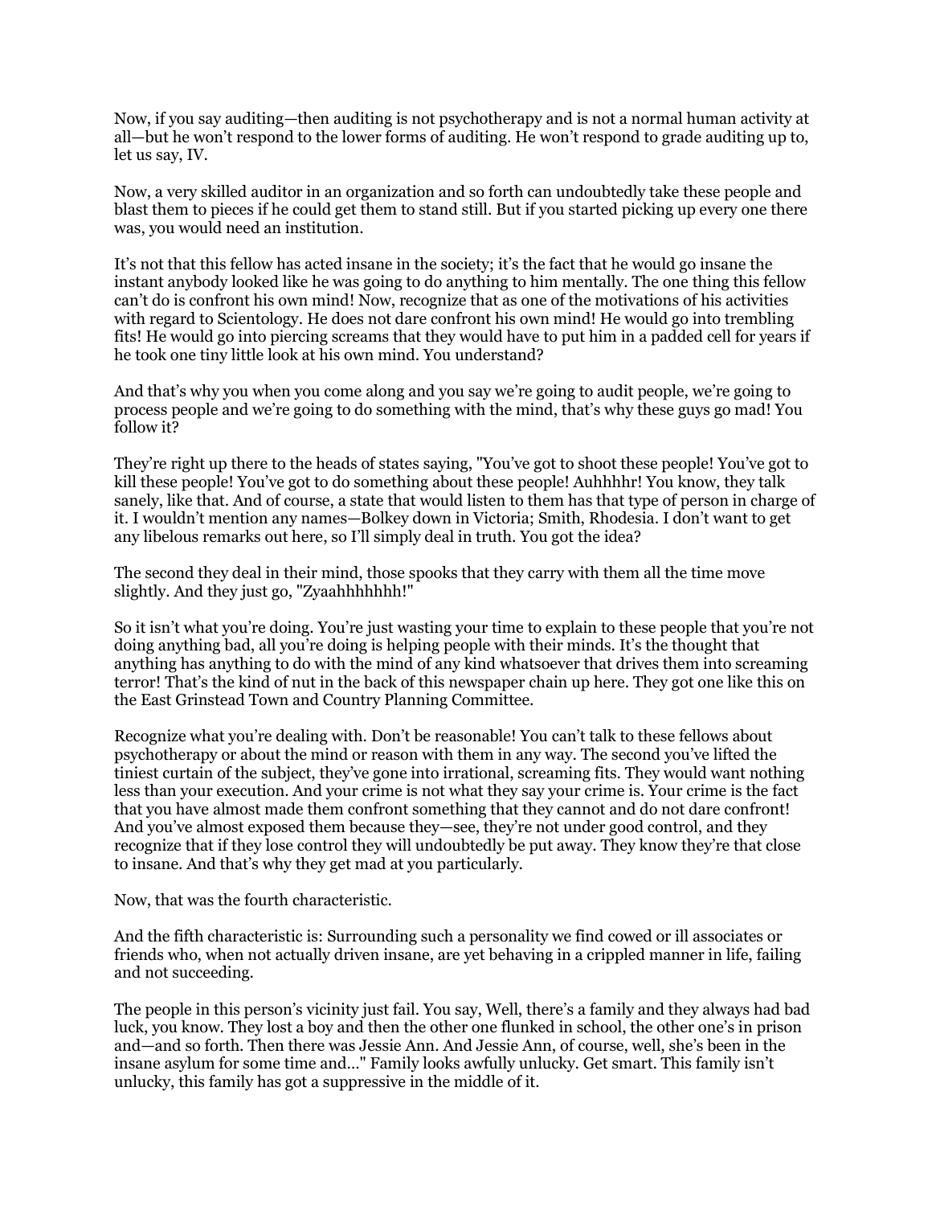Now, if you say auditing—then auditing is not psychotherapy and is not a normal human activity at all—but he won't respond to the lower forms of auditing. He won't respond to grade auditing up to, let us say, IV.

Now, a very skilled auditor in an organization and so forth can undoubtedly take these people and blast them to pieces if he could get them to stand still. But if you started picking up every one there was, you would need an institution.

It's not that this fellow has acted insane in the society; it's the fact that he would go insane the instant anybody looked like he was going to do anything to him mentally. The one thing this fellow can't do is confront his own mind! Now, recognize that as one of the motivations of his activities with regard to Scientology. He does not dare confront his own mind! He would go into trembling fits! He would go into piercing screams that they would have to put him in a padded cell for years if he took one tiny little look at his own mind. You understand?

And that's why you when you come along and you say we're going to audit people, we're going to process people and we're going to do something with the mind, that's why these guys go mad! You follow it?

They're right up there to the heads of states saying, "You've got to shoot these people! You've got to kill these people! You've got to do something about these people! Auhhhhr! You know, they talk sanely, like that. And of course, a state that would listen to them has that type of person in charge of it. I wouldn't mention any names—Bolkey down in Victoria; Smith, Rhodesia. I don't want to get any libelous remarks out here, so I'll simply deal in truth. You got the idea?

The second they deal in their mind, those spooks that they carry with them all the time move slightly. And they just go, "Zyaahhhhhhh!"

So it isn't what you're doing. You're just wasting your time to explain to these people that you're not doing anything bad, all you're doing is helping people with their minds. It's the thought that anything has anything to do with the mind of any kind whatsoever that drives them into screaming terror! That's the kind of nut in the back of this newspaper chain up here. They got one like this on the East Grinstead Town and Country Planning Committee.

Recognize what you're dealing with. Don't be reasonable! You can't talk to these fellows about psychotherapy or about the mind or reason with them in any way. The second you've lifted the tiniest curtain of the subject, they've gone into irrational, screaming fits. They would want nothing less than your execution. And your crime is not what they say your crime is. Your crime is the fact that you have almost made them confront something that they cannot and do not dare confront! And you've almost exposed them because they—see, they're not under good control, and they recognize that if they lose control they will undoubtedly be put away. They know they're that close to insane. And that's why they get mad at you particularly.

Now, that was the fourth characteristic.

And the fifth characteristic is: Surrounding such a personality we find cowed or ill associates or friends who, when not actually driven insane, are yet behaving in a crippled manner in life, failing and not succeeding.

The people in this person's vicinity just fail. You say, Well, there's a family and they always had bad luck, you know. They lost a boy and then the other one flunked in school, the other one's in prison and—and so forth. Then there was Jessie Ann. And Jessie Ann, of course, well, she's been in the insane asylum for some time and..." Family looks awfully unlucky. Get smart. This family isn't unlucky, this family has got a suppressive in the middle of it.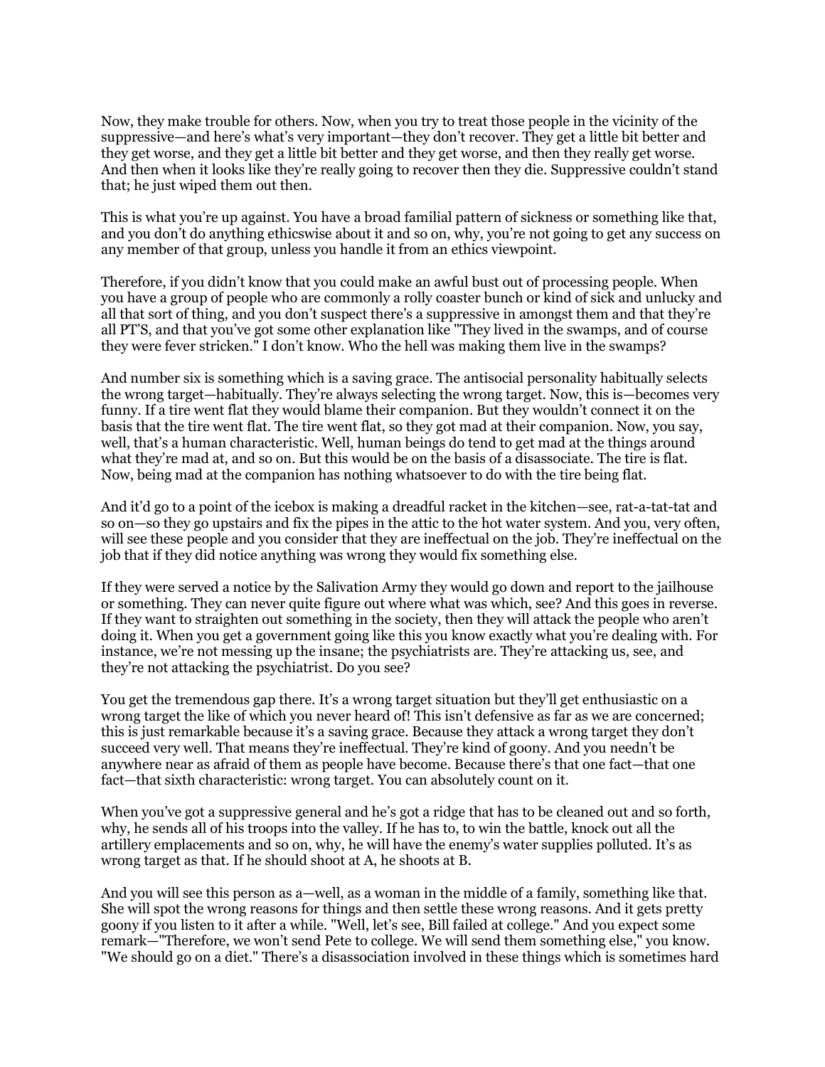Now, they make trouble for others. Now, when you try to treat those people in the vicinity of the suppressive—and here's what's very important—they don't recover. They get a little bit better and they get worse, and they get a little bit better and they get worse, and then they really get worse. And then when it looks like they're really going to recover then they die. Suppressive couldn't stand that; he just wiped them out then.

This is what you're up against. You have a broad familial pattern of sickness or something like that, and you don't do anything ethicswise about it and so on, why, you're not going to get any success on any member of that group, unless you handle it from an ethics viewpoint.

Therefore, if you didn't know that you could make an awful bust out of processing people. When you have a group of people who are commonly a rolly coaster bunch or kind of sick and unlucky and all that sort of thing, and you don't suspect there's a suppressive in amongst them and that they're all PT'S, and that you've got some other explanation like "They lived in the swamps, and of course they were fever stricken." I don't know. Who the hell was making them live in the swamps?

And number six is something which is a saving grace. The antisocial personality habitually selects the wrong target—habitually. They're always selecting the wrong target. Now, this is—becomes very funny. If a tire went flat they would blame their companion. But they wouldn't connect it on the basis that the tire went flat. The tire went flat, so they got mad at their companion. Now, you say, well, that's a human characteristic. Well, human beings do tend to get mad at the things around what they're mad at, and so on. But this would be on the basis of a disassociate. The tire is flat. Now, being mad at the companion has nothing whatsoever to do with the tire being flat.

And it'd go to a point of the icebox is making a dreadful racket in the kitchen—see, rat-a-tat-tat and so on—so they go upstairs and fix the pipes in the attic to the hot water system. And you, very often, will see these people and you consider that they are ineffectual on the job. They're ineffectual on the job that if they did notice anything was wrong they would fix something else.

If they were served a notice by the Salivation Army they would go down and report to the jailhouse or something. They can never quite figure out where what was which, see? And this goes in reverse. If they want to straighten out something in the society, then they will attack the people who aren't doing it. When you get a government going like this you know exactly what you're dealing with. For instance, we're not messing up the insane; the psychiatrists are. They're attacking us, see, and they're not attacking the psychiatrist. Do you see?

You get the tremendous gap there. It's a wrong target situation but they'll get enthusiastic on a wrong target the like of which you never heard of! This isn't defensive as far as we are concerned; this is just remarkable because it's a saving grace. Because they attack a wrong target they don't succeed very well. That means they're ineffectual. They're kind of goony. And you needn't be anywhere near as afraid of them as people have become. Because there's that one fact—that one fact—that sixth characteristic: wrong target. You can absolutely count on it.

When you've got a suppressive general and he's got a ridge that has to be cleaned out and so forth, why, he sends all of his troops into the valley. If he has to, to win the battle, knock out all the artillery emplacements and so on, why, he will have the enemy's water supplies polluted. It's as wrong target as that. If he should shoot at A, he shoots at B.

And you will see this person as a—well, as a woman in the middle of a family, something like that. She will spot the wrong reasons for things and then settle these wrong reasons. And it gets pretty goony if you listen to it after a while. "Well, let's see, Bill failed at college." And you expect some remark—"Therefore, we won't send Pete to college. We will send them something else," you know. "We should go on a diet." There's a disassociation involved in these things which is sometimes hard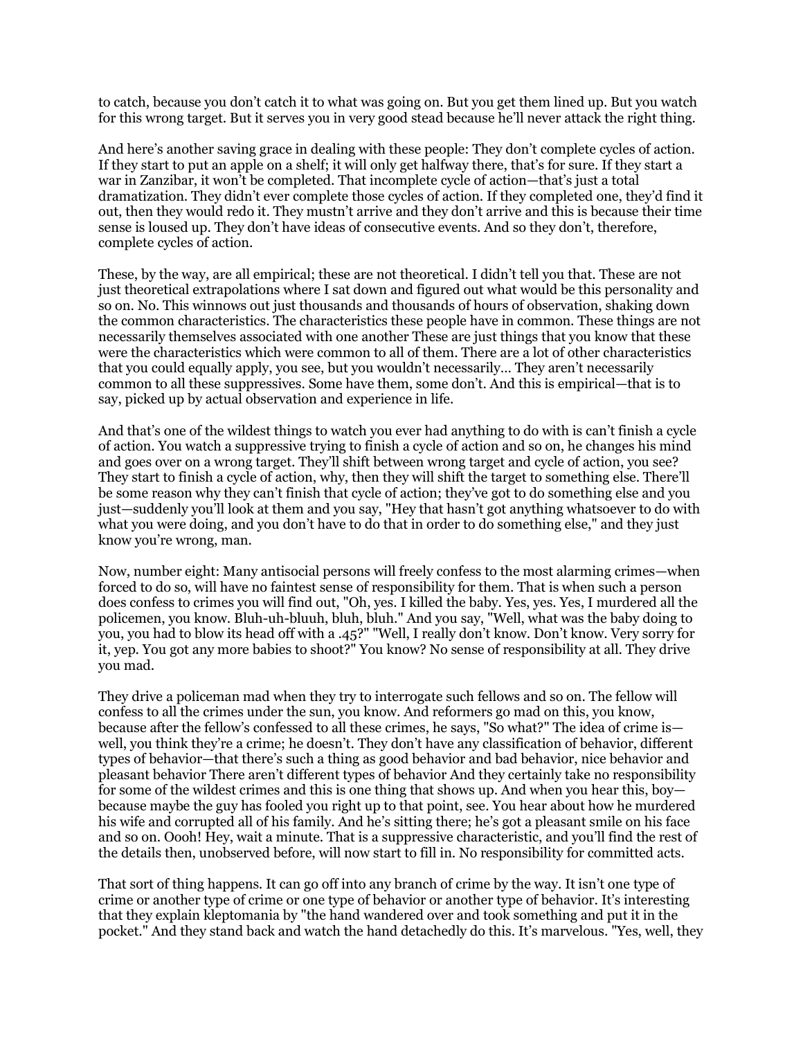to catch, because you don't catch it to what was going on. But you get them lined up. But you watch for this wrong target. But it serves you in very good stead because he'll never attack the right thing.

And here's another saving grace in dealing with these people: They don't complete cycles of action. If they start to put an apple on a shelf; it will only get halfway there, that's for sure. If they start a war in Zanzibar, it won't be completed. That incomplete cycle of action—that's just a total dramatization. They didn't ever complete those cycles of action. If they completed one, they'd find it out, then they would redo it. They mustn't arrive and they don't arrive and this is because their time sense is loused up. They don't have ideas of consecutive events. And so they don't, therefore, complete cycles of action.

These, by the way, are all empirical; these are not theoretical. I didn't tell you that. These are not just theoretical extrapolations where I sat down and figured out what would be this personality and so on. No. This winnows out just thousands and thousands of hours of observation, shaking down the common characteristics. The characteristics these people have in common. These things are not necessarily themselves associated with one another These are just things that you know that these were the characteristics which were common to all of them. There are a lot of other characteristics that you could equally apply, you see, but you wouldn't necessarily... They aren't necessarily common to all these suppressives. Some have them, some don't. And this is empirical—that is to say, picked up by actual observation and experience in life.

And that's one of the wildest things to watch you ever had anything to do with is can't finish a cycle of action. You watch a suppressive trying to finish a cycle of action and so on, he changes his mind and goes over on a wrong target. They'll shift between wrong target and cycle of action, you see? They start to finish a cycle of action, why, then they will shift the target to something else. There'll be some reason why they can't finish that cycle of action; they've got to do something else and you just—suddenly you'll look at them and you say, "Hey that hasn't got anything whatsoever to do with what you were doing, and you don't have to do that in order to do something else," and they just know you're wrong, man.

Now, number eight: Many antisocial persons will freely confess to the most alarming crimes—when forced to do so, will have no faintest sense of responsibility for them. That is when such a person does confess to crimes you will find out, "Oh, yes. I killed the baby. Yes, yes. Yes, I murdered all the policemen, you know. Bluh-uh-bluuh, bluh, bluh." And you say, "Well, what was the baby doing to you, you had to blow its head off with a .45?" "Well, I really don't know. Don't know. Very sorry for it, yep. You got any more babies to shoot?" You know? No sense of responsibility at all. They drive you mad.

They drive a policeman mad when they try to interrogate such fellows and so on. The fellow will confess to all the crimes under the sun, you know. And reformers go mad on this, you know, because after the fellow's confessed to all these crimes, he says, "So what?" The idea of crime is—well, you think they're a crime; he doesn't. They don't have any classification of behavior, different types of behavior—that there's such a thing as good behavior and bad behavior, nice behavior and pleasant behavior There aren't different types of behavior And they certainly take no responsibility for some of the wildest crimes and this is one thing that shows up. And when you hear this, boy—because maybe the guy has fooled you right up to that point, see. You hear about how he murdered his wife and corrupted all of his family. And he's sitting there; he's got a pleasant smile on his face and so on. Oooh! Hey, wait a minute. That is a suppressive characteristic, and you'll find the rest of the details then, unobserved before, will now start to fill in. No responsibility for committed acts.

That sort of thing happens. It can go off into any branch of crime by the way. It isn't one type of crime or another type of crime or one type of behavior or another type of behavior. It's interesting that they explain kleptomania by "the hand wandered over and took something and put it in the pocket." And they stand back and watch the hand detachedly do this. It's marvelous. "Yes, well, they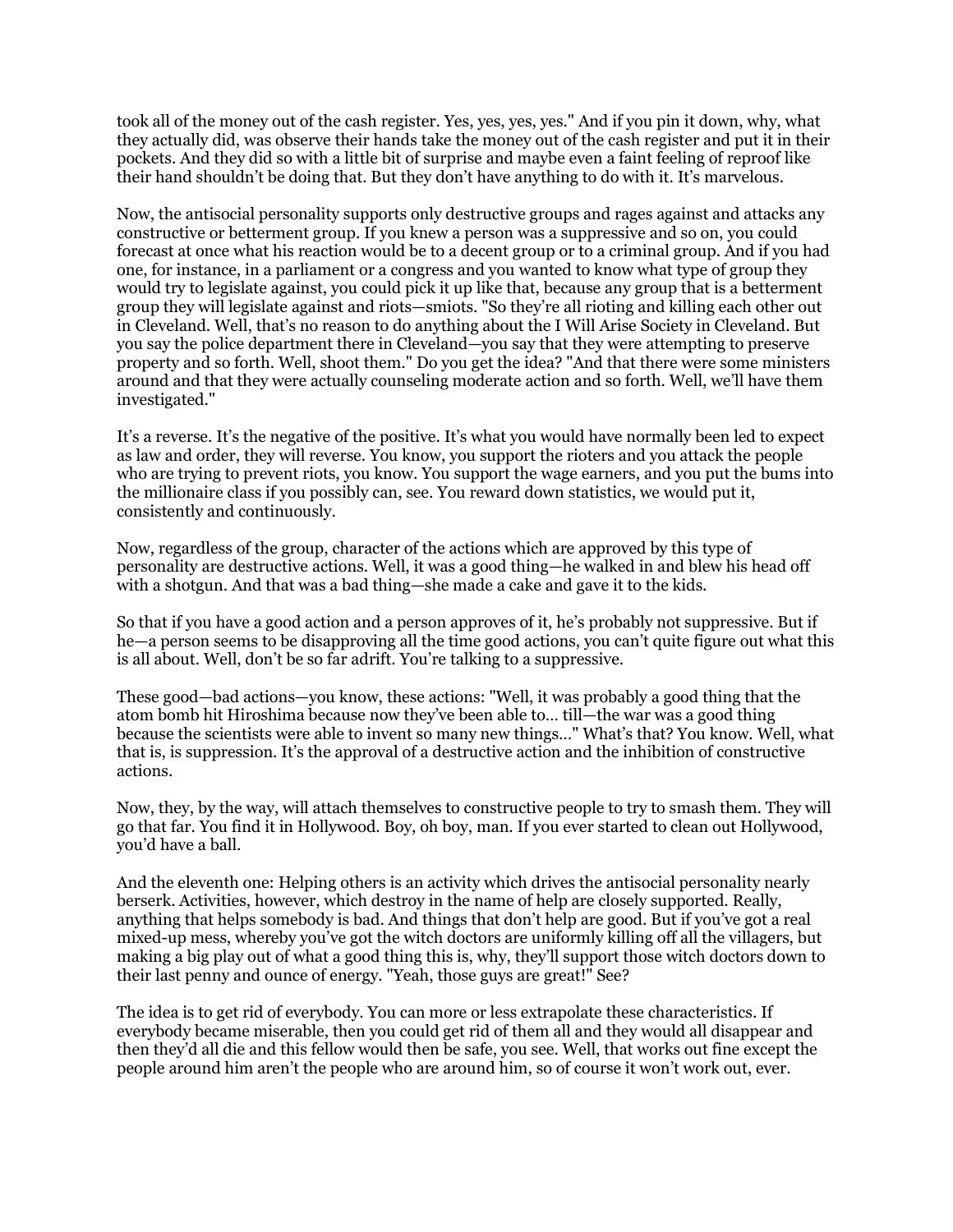took all of the money out of the cash register. Yes, yes, yes, yes." And if you pin it down, why, what they actually did, was observe their hands take the money out of the cash register and put it in their pockets. And they did so with a little bit of surprise and maybe even a faint feeling of reproof like their hand shouldn't be doing that. But they don't have anything to do with it. It's marvelous.

Now, the antisocial personality supports only destructive groups and rages against and attacks any constructive or betterment group. If you knew a person was a suppressive and so on, you could forecast at once what his reaction would be to a decent group or to a criminal group. And if you had one, for instance, in a parliament or a congress and you wanted to know what type of group they would try to legislate against, you could pick it up like that, because any group that is a betterment group they will legislate against and riots—smiots. "So they're all rioting and killing each other out in Cleveland. Well, that's no reason to do anything about the I Will Arise Society in Cleveland. But you say the police department there in Cleveland—you say that they were attempting to preserve property and so forth. Well, shoot them." Do you get the idea? "And that there were some ministers around and that they were actually counseling moderate action and so forth. Well, we'll have them investigated."

It's a reverse. It's the negative of the positive. It's what you would have normally been led to expect as law and order, they will reverse. You know, you support the rioters and you attack the people who are trying to prevent riots, you know. You support the wage earners, and you put the bums into the millionaire class if you possibly can, see. You reward down statistics, we would put it, consistently and continuously.

Now, regardless of the group, character of the actions which are approved by this type of personality are destructive actions. Well, it was a good thing—he walked in and blew his head off with a shotgun. And that was a bad thing—she made a cake and gave it to the kids.

So that if you have a good action and a person approves of it, he's probably not suppressive. But if he—a person seems to be disapproving all the time good actions, you can't quite figure out what this is all about. Well, don't be so far adrift. You're talking to a suppressive.

These good—bad actions—you know, these actions: "Well, it was probably a good thing that the atom bomb hit Hiroshima because now they've been able to... till—the war was a good thing because the scientists were able to invent so many new things..." What's that? You know. Well, what that is, is suppression. It's the approval of a destructive action and the inhibition of constructive actions.

Now, they, by the way, will attach themselves to constructive people to try to smash them. They will go that far. You find it in Hollywood. Boy, oh boy, man. If you ever started to clean out Hollywood, you'd have a ball.

And the eleventh one: Helping others is an activity which drives the antisocial personality nearly berserk. Activities, however, which destroy in the name of help are closely supported. Really, anything that helps somebody is bad. And things that don't help are good. But if you've got a real mixed-up mess, whereby you've got the witch doctors are uniformly killing off all the villagers, but making a big play out of what a good thing this is, why, they'll support those witch doctors down to their last penny and ounce of energy. "Yeah, those guys are great!" See?

The idea is to get rid of everybody. You can more or less extrapolate these characteristics. If everybody became miserable, then you could get rid of them all and they would all disappear and then they'd all die and this fellow would then be safe, you see. Well, that works out fine except the people around him aren't the people who are around him, so of course it won't work out, ever.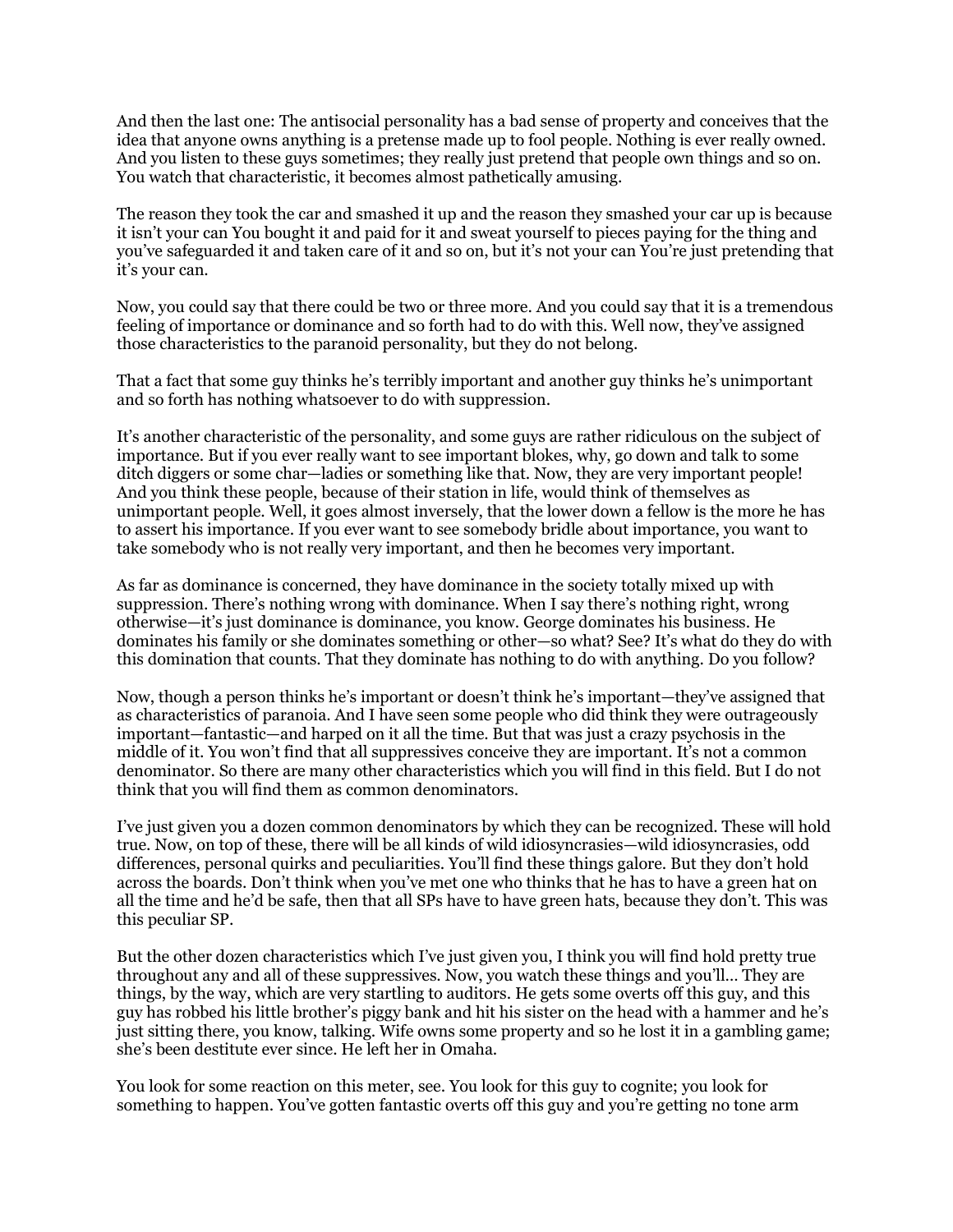And then the last one: The antisocial personality has a bad sense of property and conceives that the idea that anyone owns anything is a pretense made up to fool people. Nothing is ever really owned. And you listen to these guys sometimes; they really just pretend that people own things and so on. You watch that characteristic, it becomes almost pathetically amusing.

The reason they took the car and smashed it up and the reason they smashed your car up is because it isn't your can You bought it and paid for it and sweat yourself to pieces paying for the thing and you've safeguarded it and taken care of it and so on, but it's not your can You're just pretending that it's your can.

Now, you could say that there could be two or three more. And you could say that it is a tremendous feeling of importance or dominance and so forth had to do with this. Well now, they've assigned those characteristics to the paranoid personality, but they do not belong.

That a fact that some guy thinks he's terribly important and another guy thinks he's unimportant and so forth has nothing whatsoever to do with suppression.

It's another characteristic of the personality, and some guys are rather ridiculous on the subject of importance. But if you ever really want to see important blokes, why, go down and talk to some ditch diggers or some char—ladies or something like that. Now, they are very important people! And you think these people, because of their station in life, would think of themselves as unimportant people. Well, it goes almost inversely, that the lower down a fellow is the more he has to assert his importance. If you ever want to see somebody bridle about importance, you want to take somebody who is not really very important, and then he becomes very important.

As far as dominance is concerned, they have dominance in the society totally mixed up with suppression. There's nothing wrong with dominance. When I say there's nothing right, wrong otherwise—it's just dominance is dominance, you know. George dominates his business. He dominates his family or she dominates something or other—so what? See? It's what do they do with this domination that counts. That they dominate has nothing to do with anything. Do you follow?

Now, though a person thinks he's important or doesn't think he's important—they've assigned that as characteristics of paranoia. And I have seen some people who did think they were outrageously important—fantastic—and harped on it all the time. But that was just a crazy psychosis in the middle of it. You won't find that all suppressives conceive they are important. It's not a common denominator. So there are many other characteristics which you will find in this field. But I do not think that you will find them as common denominators.

I've just given you a dozen common denominators by which they can be recognized. These will hold true. Now, on top of these, there will be all kinds of wild idiosyncrasies—wild idiosyncrasies, odd differences, personal quirks and peculiarities. You'll find these things galore. But they don't hold across the boards. Don't think when you've met one who thinks that he has to have a green hat on all the time and he'd be safe, then that all SPs have to have green hats, because they don't. This was this peculiar SP.

But the other dozen characteristics which I've just given you, I think you will find hold pretty true throughout any and all of these suppressives. Now, you watch these things and you'll… They are things, by the way, which are very startling to auditors. He gets some overts off this guy, and this guy has robbed his little brother's piggy bank and hit his sister on the head with a hammer and he's just sitting there, you know, talking. Wife owns some property and so he lost it in a gambling game; she's been destitute ever since. He left her in Omaha.

You look for some reaction on this meter, see. You look for this guy to cognite; you look for something to happen. You've gotten fantastic overts off this guy and you're getting no tone arm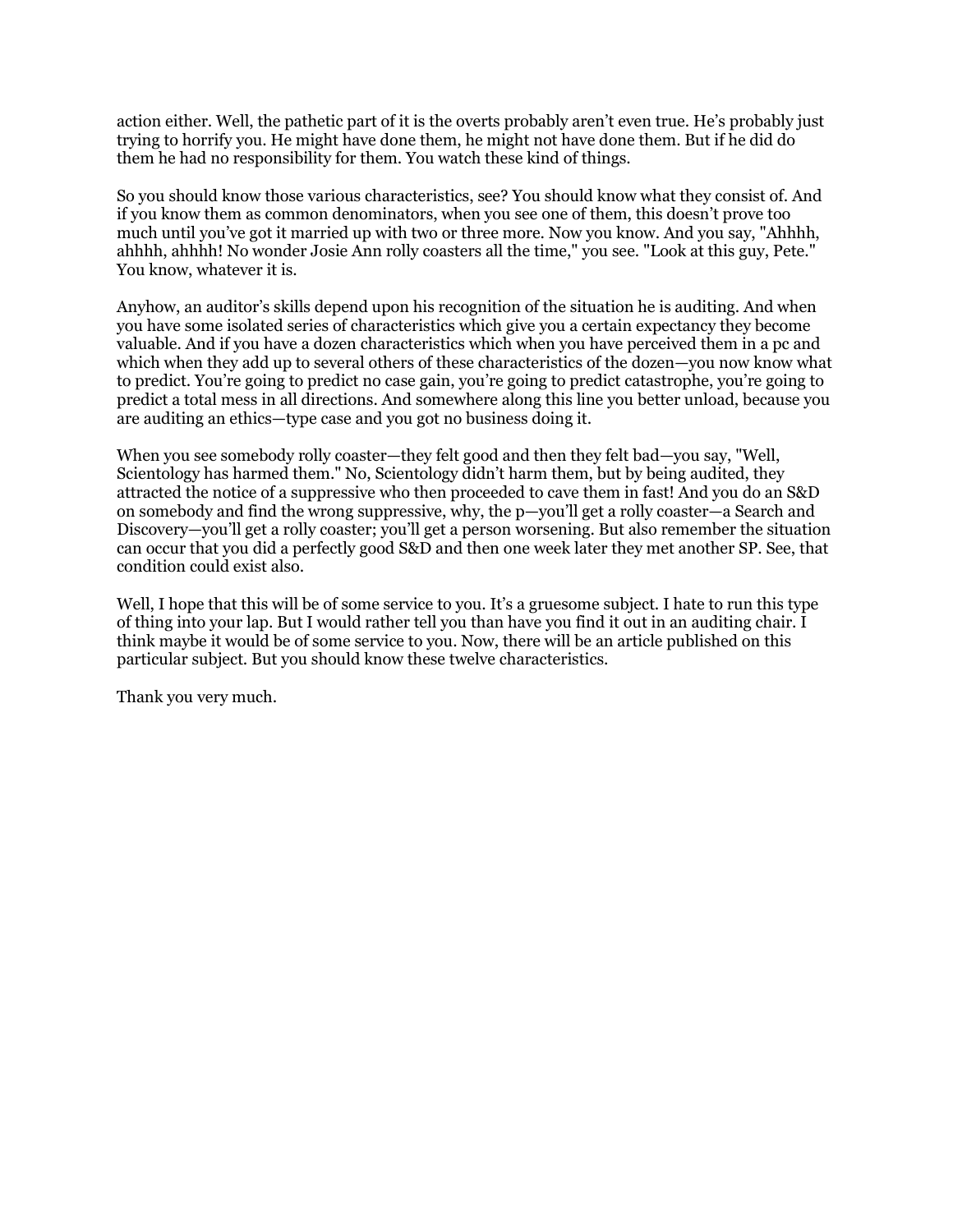action either. Well, the pathetic part of it is the overts probably aren't even true. He's probably just trying to horrify you. He might have done them, he might not have done them. But if he did do them he had no responsibility for them. You watch these kind of things.

So you should know those various characteristics, see? You should know what they consist of. And if you know them as common denominators, when you see one of them, this doesn't prove too much until you've got it married up with two or three more. Now you know. And you say, "Ahhhh, ahhhh, ahhhh! No wonder Josie Ann rolly coasters all the time," you see. "Look at this guy, Pete." You know, whatever it is.

Anyhow, an auditor's skills depend upon his recognition of the situation he is auditing. And when you have some isolated series of characteristics which give you a certain expectancy they become valuable. And if you have a dozen characteristics which when you have perceived them in a pc and which when they add up to several others of these characteristics of the dozen—you now know what to predict. You're going to predict no case gain, you're going to predict catastrophe, you're going to predict a total mess in all directions. And somewhere along this line you better unload, because you are auditing an ethics—type case and you got no business doing it.

When you see somebody rolly coaster—they felt good and then they felt bad—you say, "Well, Scientology has harmed them." No, Scientology didn't harm them, but by being audited, they attracted the notice of a suppressive who then proceeded to cave them in fast! And you do an S&D on somebody and find the wrong suppressive, why, the p—you'll get a rolly coaster—a Search and Discovery—you'll get a rolly coaster; you'll get a person worsening. But also remember the situation can occur that you did a perfectly good S&D and then one week later they met another SP. See, that condition could exist also.

Well, I hope that this will be of some service to you. It's a gruesome subject. I hate to run this type of thing into your lap. But I would rather tell you than have you find it out in an auditing chair. I think maybe it would be of some service to you. Now, there will be an article published on this particular subject. But you should know these twelve characteristics.

Thank you very much.